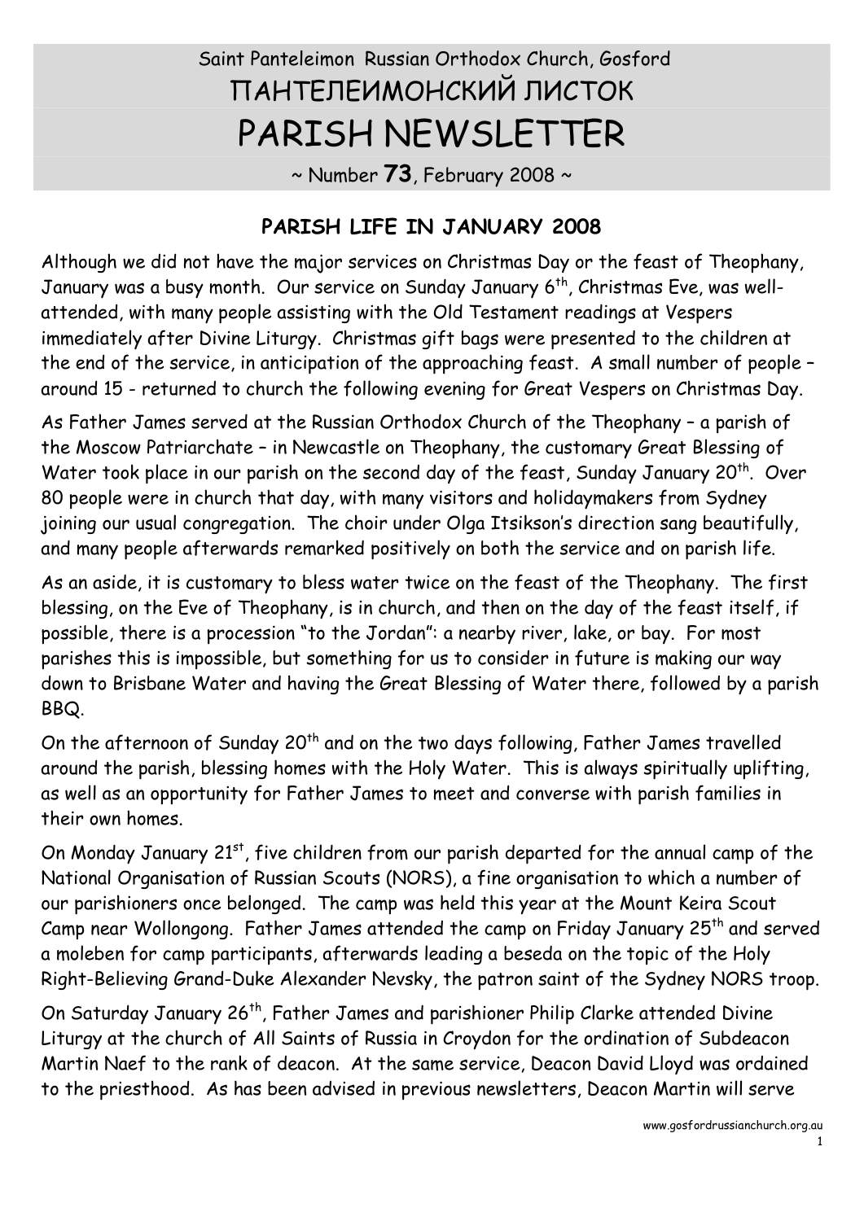Saint Panteleimon Russian Orthodox Church, Gosford

# ПАНТЕЛЕИМОНСКИЙ ЛИСТОК

# PARISH NEWSLETTER

~ Number **73**, February 2008 ~

## PARISH LIFE IN JANUARY 2008

Although we did not have the major services on Christmas Day or the feast of Theophany, January was a busy month. Our service on Sunday January 6th, Christmas Eve, was well-attended, with many people assisting with the Old Testament readings at Vespers immediately after Divine Liturgy. Christmas gift bags were presented to the children at the end of the service, in anticipation of the approaching feast. A small number of people – around 15 - returned to church the following evening for Great Vespers on Christmas Day.

As Father James served at the Russian Orthodox Church of the Theophany – a parish of the Moscow Patriarchate – in Newcastle on Theophany, the customary Great Blessing of Water took place in our parish on the second day of the feast, Sunday January 20th. Over 80 people were in church that day, with many visitors and holidaymakers from Sydney joining our usual congregation. The choir under Olga Itsikson's direction sang beautifully, and many people afterwards remarked positively on both the service and on parish life.

As an aside, it is customary to bless water twice on the feast of the Theophany. The first blessing, on the Eve of Theophany, is in church, and then on the day of the feast itself, if possible, there is a procession "to the Jordan": a nearby river, lake, or bay. For most parishes this is impossible, but something for us to consider in future is making our way down to Brisbane Water and having the Great Blessing of Water there, followed by a parish BBQ.

On the afternoon of Sunday 20th and on the two days following, Father James travelled around the parish, blessing homes with the Holy Water. This is always spiritually uplifting, as well as an opportunity for Father James to meet and converse with parish families in their own homes.

On Monday January 21st, five children from our parish departed for the annual camp of the National Organisation of Russian Scouts (NORS), a fine organisation to which a number of our parishioners once belonged. The camp was held this year at the Mount Keira Scout Camp near Wollongong. Father James attended the camp on Friday January 25th and served a moleben for camp participants, afterwards leading a beseda on the topic of the Holy Right-Believing Grand-Duke Alexander Nevsky, the patron saint of the Sydney NORS troop.

On Saturday January 26th, Father James and parishioner Philip Clarke attended Divine Liturgy at the church of All Saints of Russia in Croydon for the ordination of Subdeacon Martin Naef to the rank of deacon. At the same service, Deacon David Lloyd was ordained to the priesthood. As has been advised in previous newsletters, Deacon Martin will serve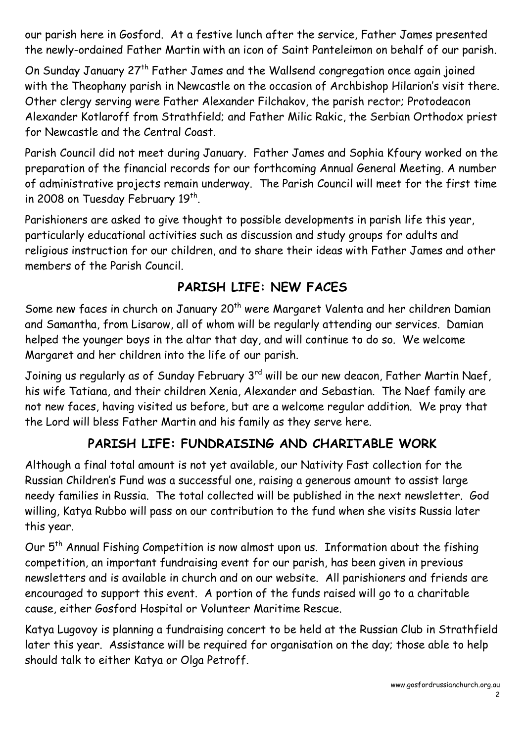our parish here in Gosford. At a festive lunch after the service, Father James presented the newly-ordained Father Martin with an icon of Saint Panteleimon on behalf of our parish.

On Sunday January 27th Father James and the Wallsend congregation once again joined with the Theophany parish in Newcastle on the occasion of Archbishop Hilarion's visit there. Other clergy serving were Father Alexander Filchakov, the parish rector; Protodeacon Alexander Kotlaroff from Strathfield; and Father Milic Rakic, the Serbian Orthodox priest for Newcastle and the Central Coast.

Parish Council did not meet during January. Father James and Sophia Kfoury worked on the preparation of the financial records for our forthcoming Annual General Meeting. A number of administrative projects remain underway. The Parish Council will meet for the first time in 2008 on Tuesday February 19th.

Parishioners are asked to give thought to possible developments in parish life this year, particularly educational activities such as discussion and study groups for adults and religious instruction for our children, and to share their ideas with Father James and other members of the Parish Council.

## PARISH LIFE: NEW FACES

Some new faces in church on January 20th were Margaret Valenta and her children Damian and Samantha, from Lisarow, all of whom will be regularly attending our services. Damian helped the younger boys in the altar that day, and will continue to do so. We welcome Margaret and her children into the life of our parish.

Joining us regularly as of Sunday February 3rd will be our new deacon, Father Martin Naef, his wife Tatiana, and their children Xenia, Alexander and Sebastian. The Naef family are not new faces, having visited us before, but are a welcome regular addition. We pray that the Lord will bless Father Martin and his family as they serve here.

## PARISH LIFE: FUNDRAISING AND CHARITABLE WORK

Although a final total amount is not yet available, our Nativity Fast collection for the Russian Children's Fund was a successful one, raising a generous amount to assist large needy families in Russia. The total collected will be published in the next newsletter. God willing, Katya Rubbo will pass on our contribution to the fund when she visits Russia later this year.

Our 5th Annual Fishing Competition is now almost upon us. Information about the fishing competition, an important fundraising event for our parish, has been given in previous newsletters and is available in church and on our website. All parishioners and friends are encouraged to support this event. A portion of the funds raised will go to a charitable cause, either Gosford Hospital or Volunteer Maritime Rescue.

Katya Lugovoy is planning a fundraising concert to be held at the Russian Club in Strathfield later this year. Assistance will be required for organisation on the day; those able to help should talk to either Katya or Olga Petroff.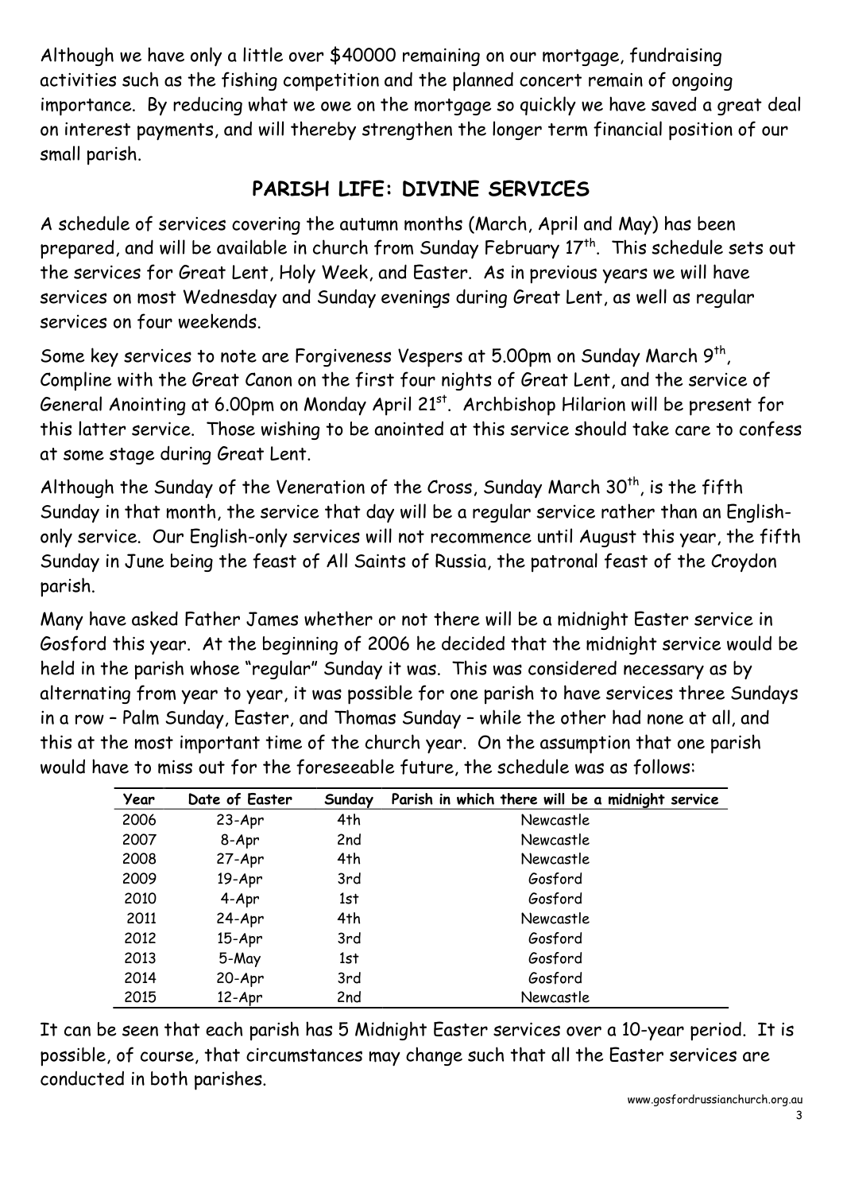Although we have only a little over $40000 remaining on our mortgage, fundraising activities such as the fishing competition and the planned concert remain of ongoing importance. By reducing what we owe on the mortgage so quickly we have saved a great deal on interest payments, and will thereby strengthen the longer term financial position of our small parish.

## PARISH LIFE: DIVINE SERVICES

A schedule of services covering the autumn months (March, April and May) has been prepared, and will be available in church from Sunday February 17th. This schedule sets out the services for Great Lent, Holy Week, and Easter. As in previous years we will have services on most Wednesday and Sunday evenings during Great Lent, as well as regular services on four weekends.

Some key services to note are Forgiveness Vespers at 5.00pm on Sunday March 9th, Compline with the Great Canon on the first four nights of Great Lent, and the service of General Anointing at 6.00pm on Monday April 21st. Archbishop Hilarion will be present for this latter service. Those wishing to be anointed at this service should take care to confess at some stage during Great Lent.

Although the Sunday of the Veneration of the Cross, Sunday March 30th, is the fifth Sunday in that month, the service that day will be a regular service rather than an English-only service. Our English-only services will not recommence until August this year, the fifth Sunday in June being the feast of All Saints of Russia, the patronal feast of the Croydon parish.

Many have asked Father James whether or not there will be a midnight Easter service in Gosford this year. At the beginning of 2006 he decided that the midnight service would be held in the parish whose "regular" Sunday it was. This was considered necessary as by alternating from year to year, it was possible for one parish to have services three Sundays in a row – Palm Sunday, Easter, and Thomas Sunday – while the other had none at all, and this at the most important time of the church year. On the assumption that one parish would have to miss out for the foreseeable future, the schedule was as follows:

| Year | Date of Easter | Sunday | Parish in which there will be a midnight service |
|---|---|---|---|
| 2006 | 23-Apr | 4th | Newcastle |
| 2007 | 8-Apr | 2nd | Newcastle |
| 2008 | 27-Apr | 4th | Newcastle |
| 2009 | 19-Apr | 3rd | Gosford |
| 2010 | 4-Apr | 1st | Gosford |
| 2011 | 24-Apr | 4th | Newcastle |
| 2012 | 15-Apr | 3rd | Gosford |
| 2013 | 5-May | 1st | Gosford |
| 2014 | 20-Apr | 3rd | Gosford |
| 2015 | 12-Apr | 2nd | Newcastle |

It can be seen that each parish has 5 Midnight Easter services over a 10-year period. It is possible, of course, that circumstances may change such that all the Easter services are conducted in both parishes.

www.gosfordrussianchurch.org.au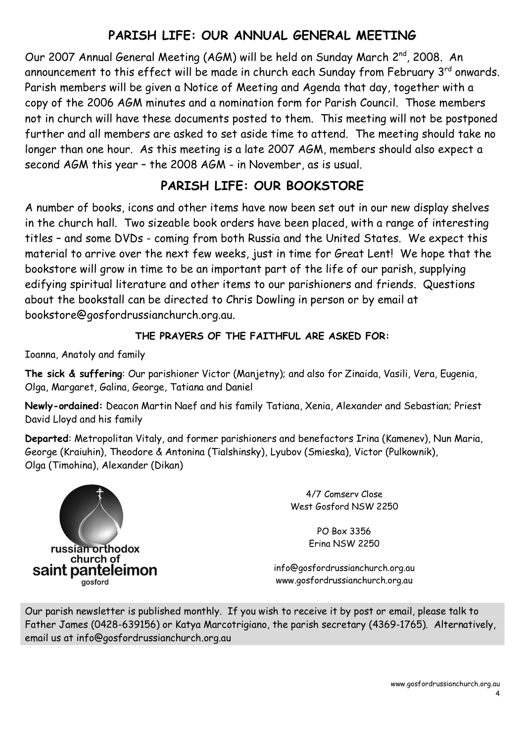## PARISH LIFE: OUR ANNUAL GENERAL MEETING

Our 2007 Annual General Meeting (AGM) will be held on Sunday March 2nd, 2008. An announcement to this effect will be made in church each Sunday from February 3rd onwards. Parish members will be given a Notice of Meeting and Agenda that day, together with a copy of the 2006 AGM minutes and a nomination form for Parish Council. Those members not in church will have these documents posted to them. This meeting will not be postponed further and all members are asked to set aside time to attend. The meeting should take no longer than one hour. As this meeting is a late 2007 AGM, members should also expect a second AGM this year – the 2008 AGM - in November, as is usual.

## PARISH LIFE: OUR BOOKSTORE

A number of books, icons and other items have now been set out in our new display shelves in the church hall. Two sizeable book orders have been placed, with a range of interesting titles – and some DVDs - coming from both Russia and the United States. We expect this material to arrive over the next few weeks, just in time for Great Lent! We hope that the bookstore will grow in time to be an important part of the life of our parish, supplying edifying spiritual literature and other items to our parishioners and friends. Questions about the bookstall can be directed to Chris Dowling in person or by email at bookstore@gosfordrussianchurch.org.au.

**THE PRAYERS OF THE FAITHFUL ARE ASKED FOR:**

Ioanna, Anatoly and family

**The sick & suffering**: Our parishioner Victor (Manjetny); and also for Zinaida, Vasili, Vera, Eugenia, Olga, Margaret, Galina, George, Tatiana and Daniel

**Newly-ordained:** Deacon Martin Naef and his family Tatiana, Xenia, Alexander and Sebastian; Priest David Lloyd and his family

**Departed**: Metropolitan Vitaly, and former parishioners and benefactors Irina (Kamenev), Nun Maria, George (Kraiuhin), Theodore & Antonina (Tialshinsky), Lyubov (Smieska), Victor (Pulkownik), Olga (Timohina), Alexander (Dikan)

russian orthodox
church of
saint panteleimon
gosford

4/7 Comserv Close
West Gosford NSW 2250

PO Box 3356
Erina NSW 2250

info@gosfordrussianchurch.org.au
www.gosfordrussianchurch.org.au

Our parish newsletter is published monthly. If you wish to receive it by post or email, please talk to Father James (0428-639156) or Katya Marcotrigiano, the parish secretary (4369-1765). Alternatively, email us at info@gosfordrussianchurch.org.au